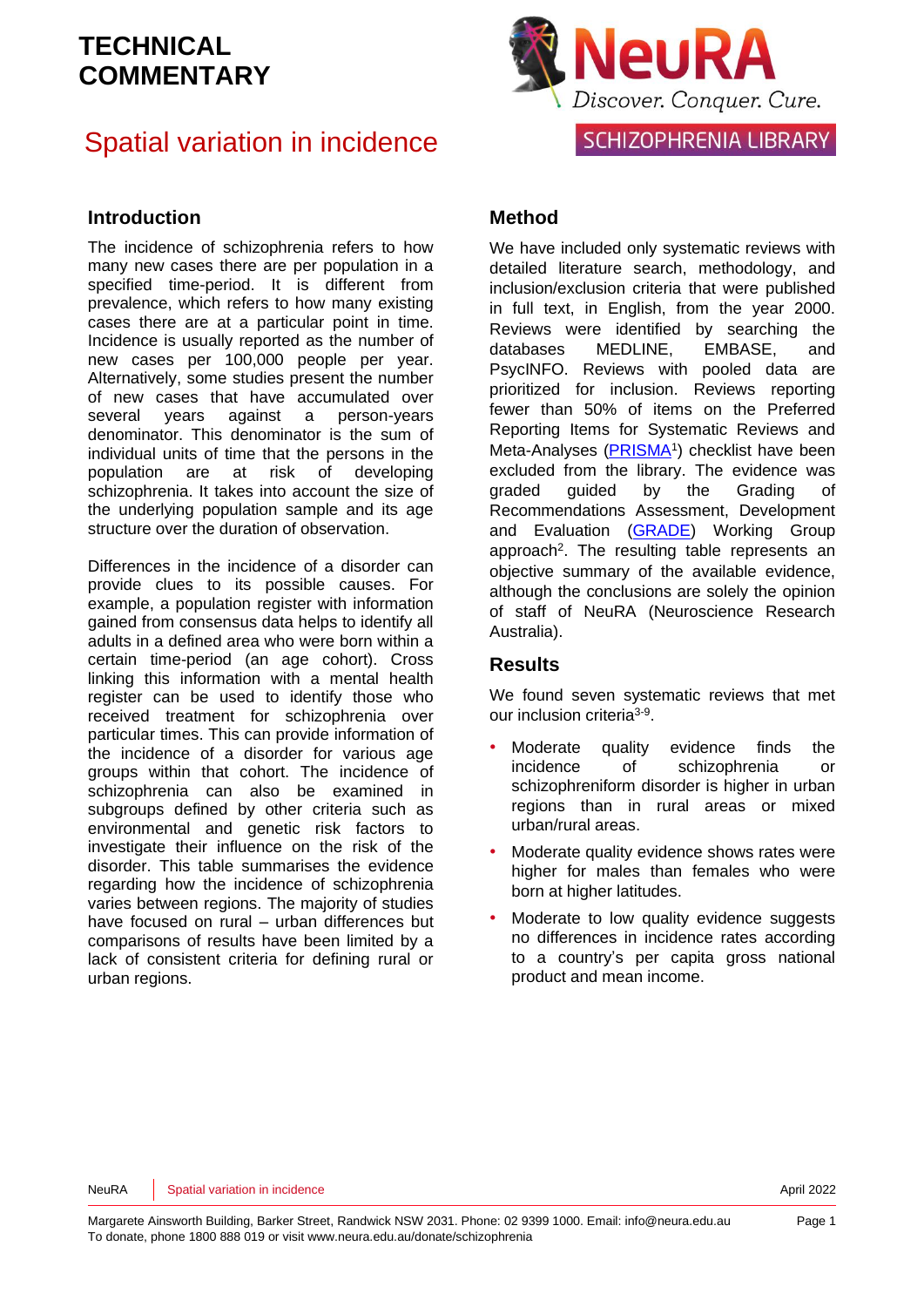# TECHNICAL COMMENTARY

# Spatial variation in incidence

SCHIZOPHRENIA LIBRARY

## Introduction

The incidence of schizophrenia refers to how many new cases there are per population in a specified time-period. It is different from prevalence, which refers to how many existing cases there are at a particular point in time. Incidence is usually reported as the number of new cases per 100,000 people per year. Alternatively, some studies present the number of new cases that have accumulated over several years against a person-years denominator. This denominator is the sum of individual units of time that the persons in the population are at risk of developing schizophrenia. It takes into account the size of the underlying population sample and its age structure over the duration of observation.

Differences in the incidence of a disorder can provide clues to its possible causes. For example, a population register with information gained from consensus data helps to identify all adults in a defined area who were born within a certain time-period (an age cohort). Cross linking this information with a mental health register can be used to identify those who received treatment for schizophrenia over particular times. This can provide information of the incidence of a disorder for various age groups within that cohort. The incidence of schizophrenia can also be examined in subgroups defined by other criteria such as environmental and genetic risk factors to investigate their influence on the risk of the disorder. This table summarises the evidence regarding how the incidence of schizophrenia varies between regions. The majority of studies have focused on rural – urban differences but comparisons of results have been limited by a lack of consistent criteria for defining rural or urban regions.

## Method

We have included only systematic reviews with detailed literature search, methodology, and inclusion/exclusion criteria that were published in full text, in English, from the year 2000. Reviews were identified by searching the databases MEDLINE, EMBASE, and PsycINFO. Reviews with pooled data are prioritized for inclusion. Reviews reporting fewer than 50% of items on the Preferred Reporting Items for Systematic Reviews and Meta-Analyses (PRISMA[1]) checklist have been excluded from the library. The evidence was graded guided by the Grading of Recommendations Assessment, Development and Evaluation (GRADE) Working Group approach[2]. The resulting table represents an objective summary of the available evidence, although the conclusions are solely the opinion of staff of NeuRA (Neuroscience Research Australia).

## Results

We found seven systematic reviews that met our inclusion criteria[3-9].

- Moderate quality evidence finds the incidence of schizophrenia or schizophreniform disorder is higher in urban regions than in rural areas or mixed urban/rural areas.
- Moderate quality evidence shows rates were higher for males than females who were born at higher latitudes.
- Moderate to low quality evidence suggests no differences in incidence rates according to a country's per capita gross national product and mean income.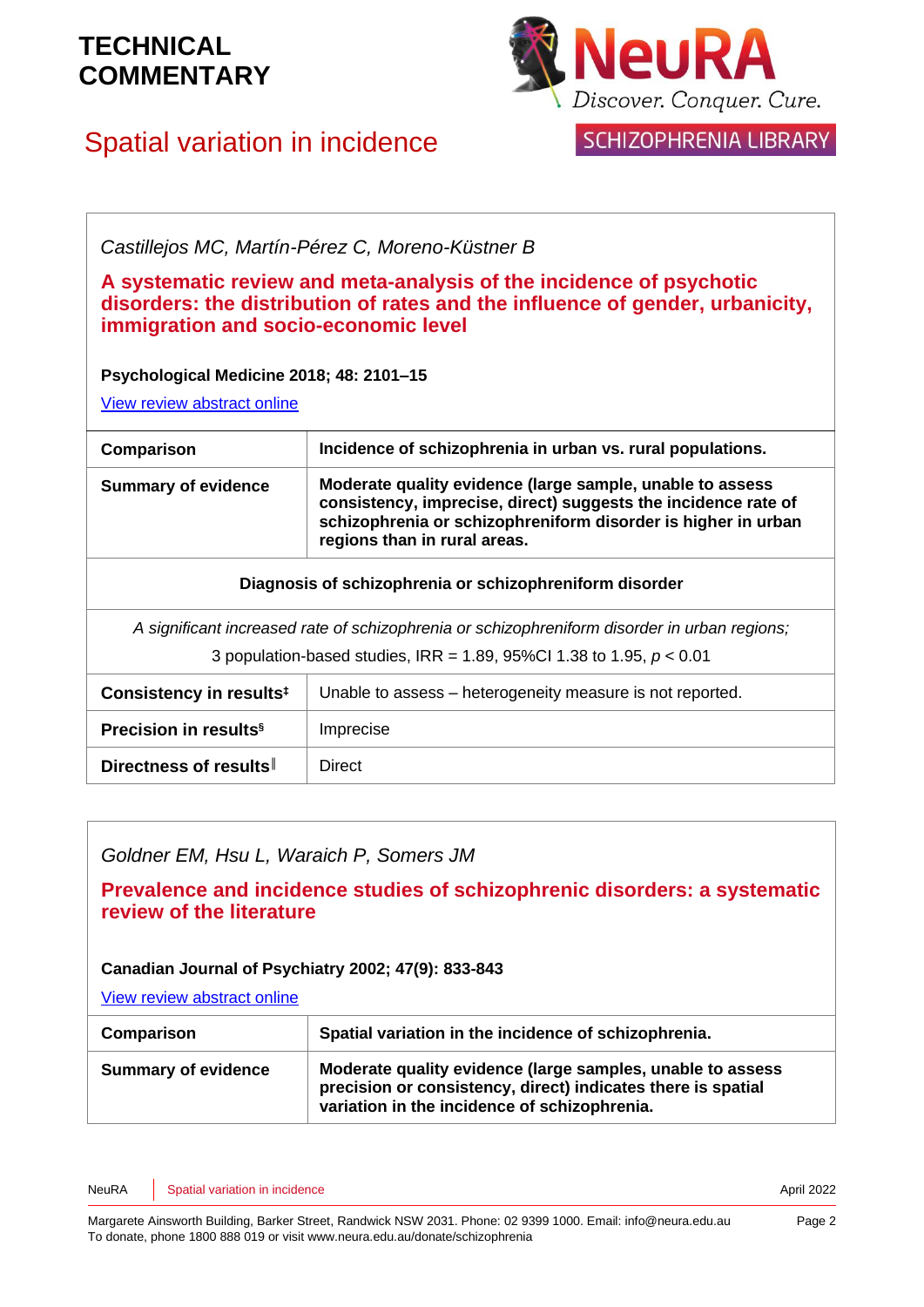# TECHNICAL COMMENTARY

## Spatial variation in incidence

*Castillejos MC, Martín-Pérez C, Moreno-Küstner B*

**A systematic review and meta-analysis of the incidence of psychotic disorders: the distribution of rates and the influence of gender, urbanicity, immigration and socio-economic level**

**Psychological Medicine 2018; 48: 2101–15**

View review abstract online

| | |
|---|---|
| **Comparison** | **Incidence of schizophrenia in urban vs. rural populations.** |
| **Summary of evidence** | **Moderate quality evidence (large sample, unable to assess consistency, imprecise, direct) suggests the incidence rate of schizophrenia or schizophreniform disorder is higher in urban regions than in rural areas.** |
| **Diagnosis of schizophrenia or schizophreniform disorder** | |
| *A significant increased rate of schizophrenia or schizophreniform disorder in urban regions;* 3 population-based studies, IRR = 1.89, 95%CI 1.38 to 1.95, $p < 0.01$ | |
| **Consistency in results**‡ | Unable to assess – heterogeneity measure is not reported. |
| **Precision in results**§ | Imprecise |
| **Directness of results**‖ | Direct |

*Goldner EM, Hsu L, Waraich P, Somers JM*

**Prevalence and incidence studies of schizophrenic disorders: a systematic review of the literature**

**Canadian Journal of Psychiatry 2002; 47(9): 833-843**

View review abstract online

| | |
|---|---|
| **Comparison** | **Spatial variation in the incidence of schizophrenia.** |
| **Summary of evidence** | **Moderate quality evidence (large samples, unable to assess precision or consistency, direct) indicates there is spatial variation in the incidence of schizophrenia.** |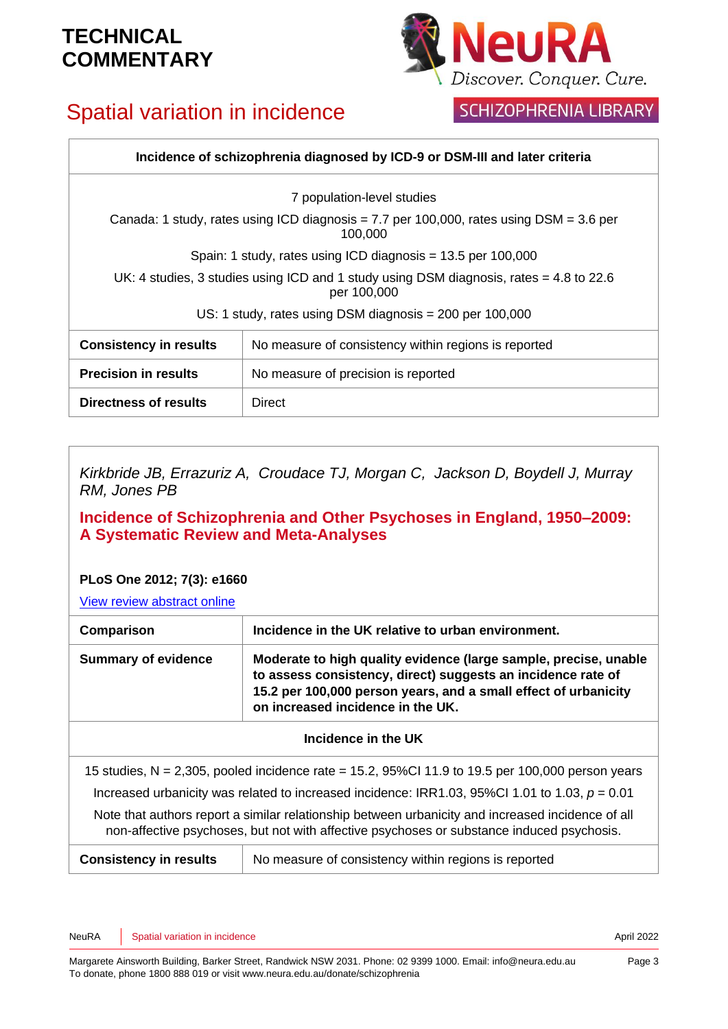# TECHNICAL COMMENTARY

## Spatial variation in incidence

| Incidence of schizophrenia diagnosed by ICD-9 or DSM-III and later criteria | |
|---|---|
| 7 population-level studies<br>Canada: 1 study, rates using ICD diagnosis = 7.7 per 100,000, rates using DSM = 3.6 per 100,000<br>Spain: 1 study, rates using ICD diagnosis = 13.5 per 100,000<br>UK: 4 studies, 3 studies using ICD and 1 study using DSM diagnosis, rates = 4.8 to 22.6 per 100,000<br>US: 1 study, rates using DSM diagnosis = 200 per 100,000 | |
| **Consistency in results** | No measure of consistency within regions is reported |
| **Precision in results** | No measure of precision is reported |
| **Directness of results** | Direct |

*Kirkbride JB, Errazuriz A, Croudace TJ, Morgan C, Jackson D, Boydell J, Murray RM, Jones PB*

### Incidence of Schizophrenia and Other Psychoses in England, 1950–2009: A Systematic Review and Meta-Analyses

**PLoS One 2012; 7(3): e1660**

View review abstract online

| **Comparison** | **Incidence in the UK relative to urban environment.** |
|---|---|
| **Summary of evidence** | **Moderate to high quality evidence (large sample, precise, unable to assess consistency, direct) suggests an incidence rate of 15.2 per 100,000 person years, and a small effect of urbanicity on increased incidence in the UK.** |
| **Incidence in the UK** | |
| 15 studies, N = 2,305, pooled incidence rate = 15.2, 95%CI 11.9 to 19.5 per 100,000 person years<br>Increased urbanicity was related to increased incidence: IRR1.03, 95%CI 1.01 to 1.03, $p$ = 0.01<br>Note that authors report a similar relationship between urbanicity and increased incidence of all non-affective psychoses, but not with affective psychoses or substance induced psychosis. | |
| **Consistency in results** | No measure of consistency within regions is reported |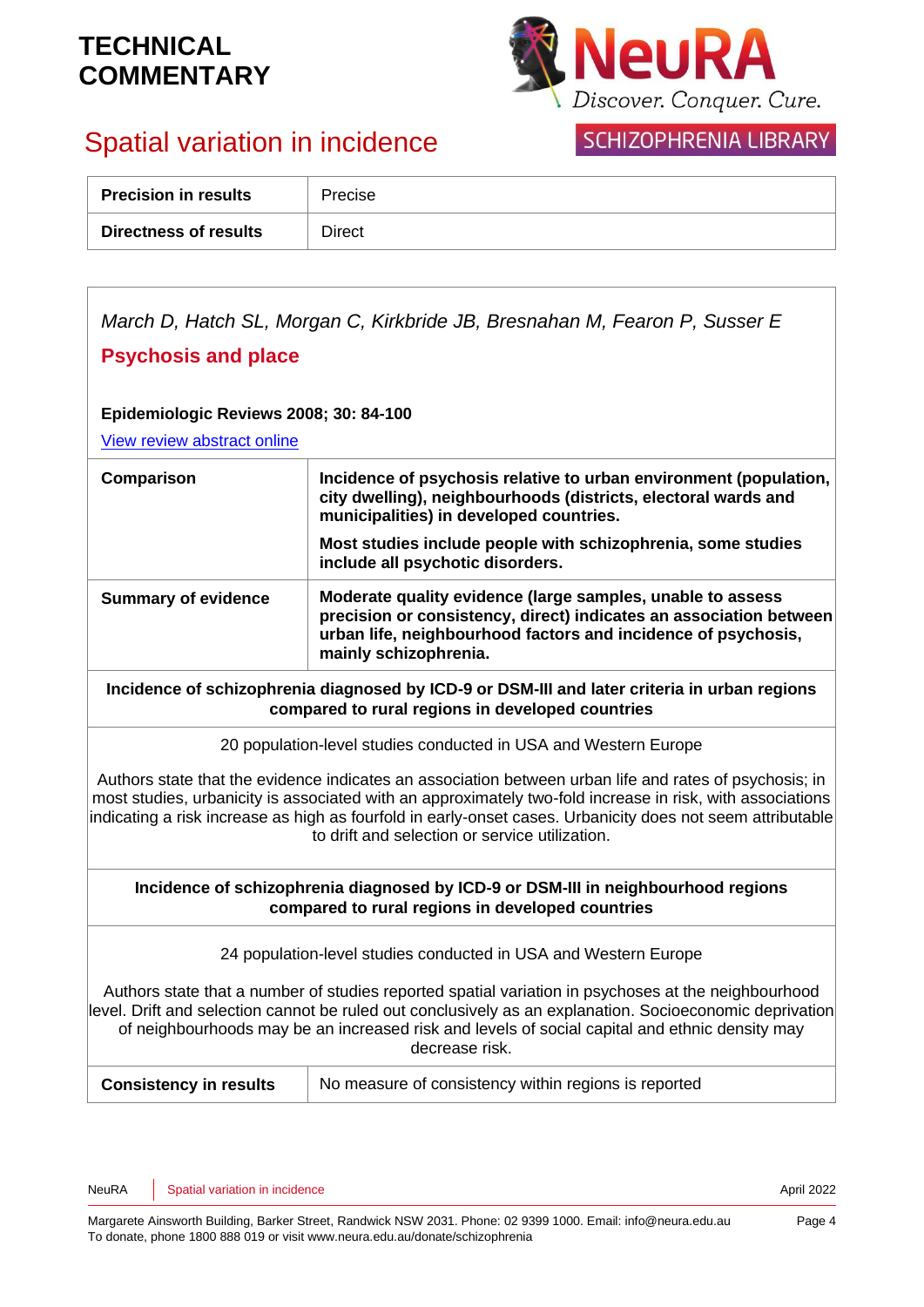# TECHNICAL COMMENTARY

## Spatial variation in incidence

| Precision in results | Precise |
|---|---|
| Directness of results | Direct |

*March D, Hatch SL, Morgan C, Kirkbride JB, Bresnahan M, Fearon P, Susser E*

**Psychosis and place**

**Epidemiologic Reviews 2008; 30: 84-100**

View review abstract online

| | |
|---|---|
| **Comparison** | **Incidence of psychosis relative to urban environment (population, city dwelling), neighbourhoods (districts, electoral wards and municipalities) in developed countries.** **Most studies include people with schizophrenia, some studies include all psychotic disorders.** |
| **Summary of evidence** | **Moderate quality evidence (large samples, unable to assess precision or consistency, direct) indicates an association between urban life, neighbourhood factors and incidence of psychosis, mainly schizophrenia.** |

**Incidence of schizophrenia diagnosed by ICD-9 or DSM-III and later criteria in urban regions compared to rural regions in developed countries**

20 population-level studies conducted in USA and Western Europe

Authors state that the evidence indicates an association between urban life and rates of psychosis; in most studies, urbanicity is associated with an approximately two-fold increase in risk, with associations indicating a risk increase as high as fourfold in early-onset cases. Urbanicity does not seem attributable to drift and selection or service utilization.

**Incidence of schizophrenia diagnosed by ICD-9 or DSM-III in neighbourhood regions compared to rural regions in developed countries**

24 population-level studies conducted in USA and Western Europe

Authors state that a number of studies reported spatial variation in psychoses at the neighbourhood level. Drift and selection cannot be ruled out conclusively as an explanation. Socioeconomic deprivation of neighbourhoods may be an increased risk and levels of social capital and ethnic density may decrease risk.

| Consistency in results | No measure of consistency within regions is reported |
|---|---|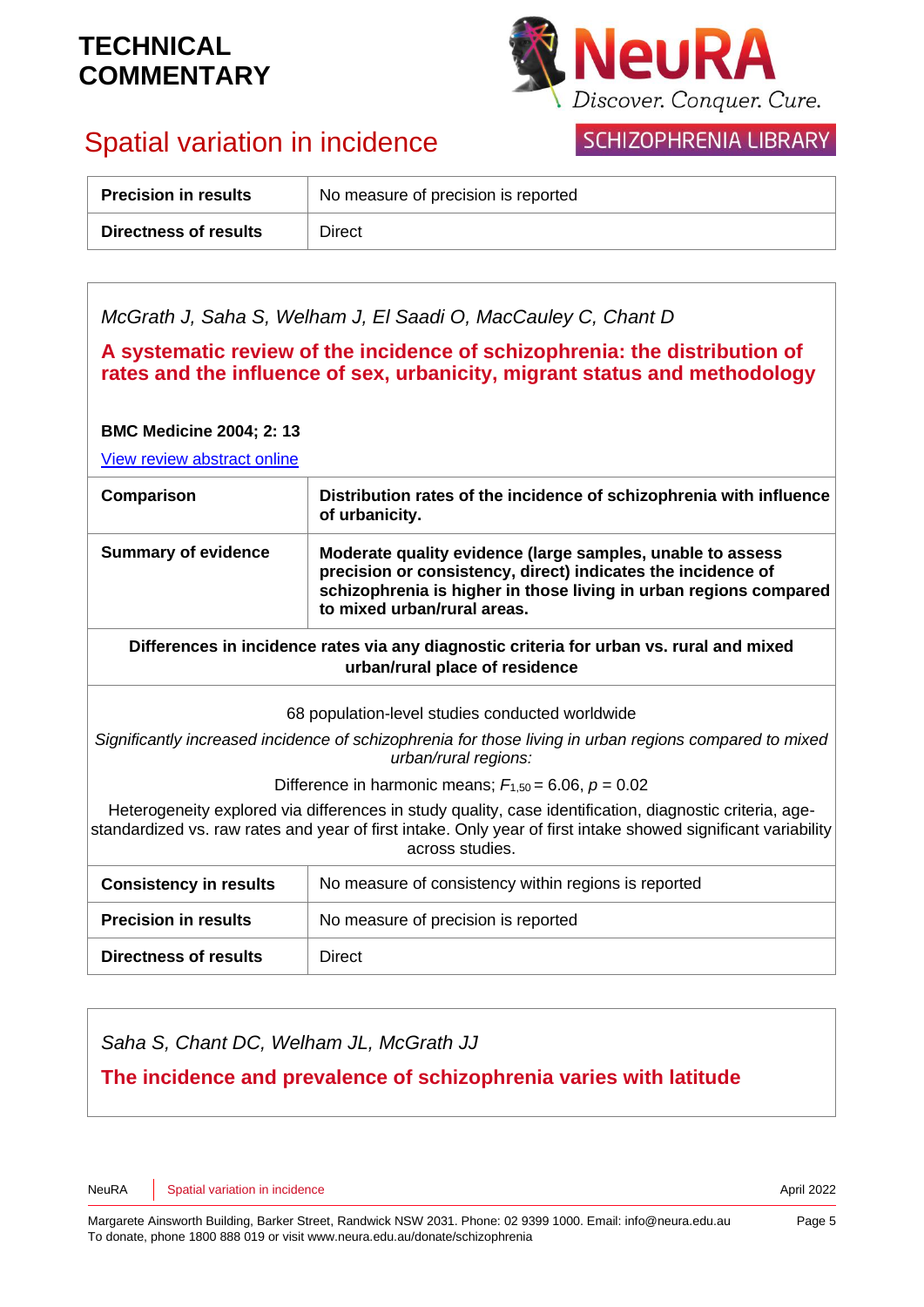| | |
|---|---|
| **Precision in results** | No measure of precision is reported |
| **Directness of results** | Direct |

*McGrath J, Saha S, Welham J, El Saadi O, MacCauley C, Chant D*

**A systematic review of the incidence of schizophrenia: the distribution of rates and the influence of sex, urbanicity, migrant status and methodology**

**BMC Medicine 2004; 2: 13**

View review abstract online

| | |
|---|---|
| **Comparison** | **Distribution rates of the incidence of schizophrenia with influence of urbanicity.** |
| **Summary of evidence** | **Moderate quality evidence (large samples, unable to assess precision or consistency, direct) indicates the incidence of schizophrenia is higher in those living in urban regions compared to mixed urban/rural areas.** |

**Differences in incidence rates via any diagnostic criteria for urban vs. rural and mixed urban/rural place of residence**

68 population-level studies conducted worldwide

*Significantly increased incidence of schizophrenia for those living in urban regions compared to mixed urban/rural regions:*

Difference in harmonic means; $F_{1,50} = 6.06$, $p = 0.02$

Heterogeneity explored via differences in study quality, case identification, diagnostic criteria, age-standardized vs. raw rates and year of first intake. Only year of first intake showed significant variability across studies.

| | |
|---|---|
| **Consistency in results** | No measure of consistency within regions is reported |
| **Precision in results** | No measure of precision is reported |
| **Directness of results** | Direct |

*Saha S, Chant DC, Welham JL, McGrath JJ*

**The incidence and prevalence of schizophrenia varies with latitude**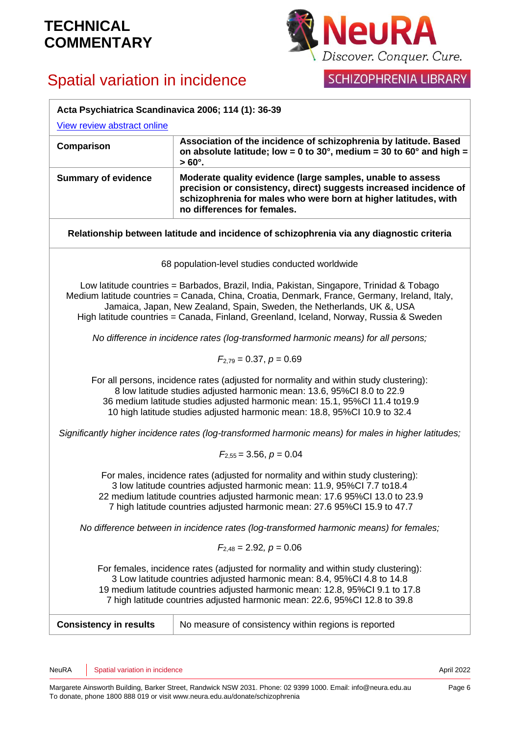| Acta Psychiatrica Scandinavica 2006; 114 (1): 36-39 | |
|---|---|
| View review abstract online | |
| **Comparison** | **Association of the incidence of schizophrenia by latitude. Based on absolute latitude; low = 0 to 30°, medium = 30 to 60° and high = > 60°.** |
| **Summary of evidence** | **Moderate quality evidence (large samples, unable to assess precision or consistency, direct) suggests increased incidence of schizophrenia for males who were born at higher latitudes, with no differences for females.** |

**Relationship between latitude and incidence of schizophrenia via any diagnostic criteria**

68 population-level studies conducted worldwide

Low latitude countries = Barbados, Brazil, India, Pakistan, Singapore, Trinidad & Tobago
Medium latitude countries = Canada, China, Croatia, Denmark, France, Germany, Ireland, Italy, Jamaica, Japan, New Zealand, Spain, Sweden, the Netherlands, UK &, USA
High latitude countries = Canada, Finland, Greenland, Iceland, Norway, Russia & Sweden

*No difference in incidence rates (log-transformed harmonic means) for all persons;*

$F_{2,79} = 0.37$, $p = 0.69$

For all persons, incidence rates (adjusted for normality and within study clustering):
8 low latitude studies adjusted harmonic mean: 13.6, 95%CI 8.0 to 22.9
36 medium latitude studies adjusted harmonic mean: 15.1, 95%CI 11.4 to19.9
10 high latitude studies adjusted harmonic mean: 18.8, 95%CI 10.9 to 32.4

*Significantly higher incidence rates (log-transformed harmonic means) for males in higher latitudes;*

$F_{2,55} = 3.56$, $p = 0.04$

For males, incidence rates (adjusted for normality and within study clustering):
3 low latitude countries adjusted harmonic mean: 11.9, 95%CI 7.7 to18.4
22 medium latitude countries adjusted harmonic mean: 17.6 95%CI 13.0 to 23.9
7 high latitude countries adjusted harmonic mean: 27.6 95%CI 15.9 to 47.7

*No difference between in incidence rates (log-transformed harmonic means) for females;*

$F_{2,48} = 2.92$, $p = 0.06$

For females, incidence rates (adjusted for normality and within study clustering):
3 Low latitude countries adjusted harmonic mean: 8.4, 95%CI 4.8 to 14.8
19 medium latitude countries adjusted harmonic mean: 12.8, 95%CI 9.1 to 17.8
7 high latitude countries adjusted harmonic mean: 22.6, 95%CI 12.8 to 39.8

| **Consistency in results** | No measure of consistency within regions is reported |
|---|---|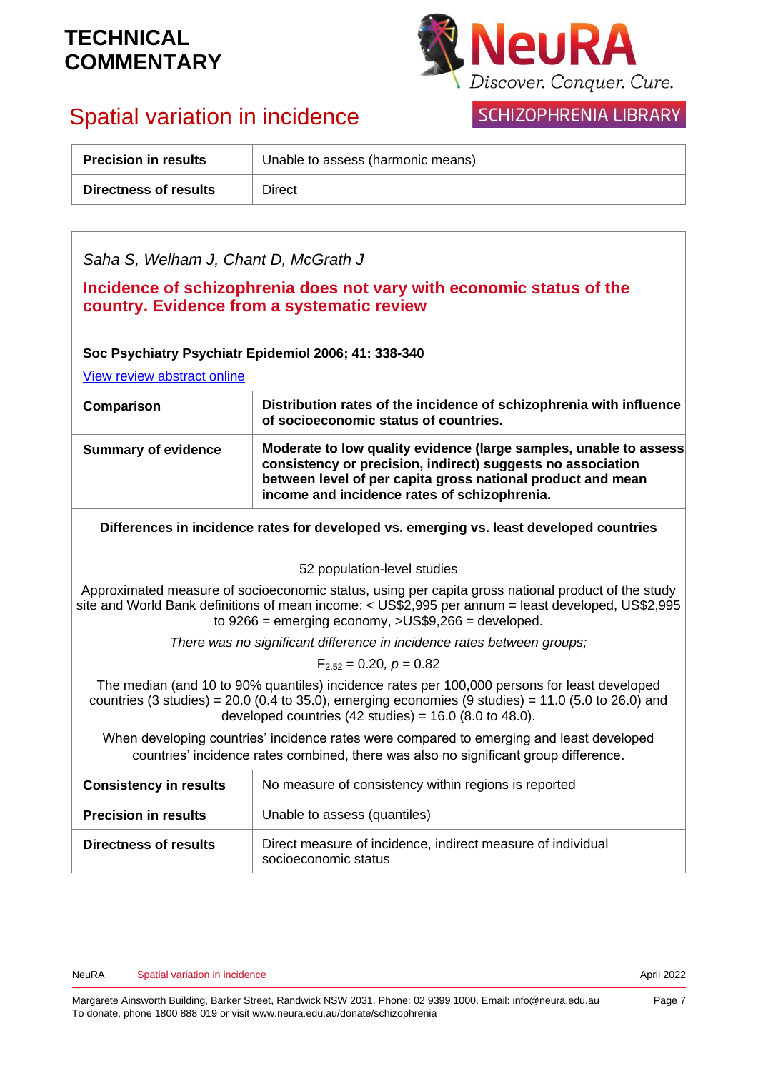| | |
|---|---|
| **Precision in results** | Unable to assess (harmonic means) |
| **Directness of results** | Direct |

*Saha S, Welham J, Chant D, McGrath J*

**Incidence of schizophrenia does not vary with economic status of the country. Evidence from a systematic review**

**Soc Psychiatry Psychiatr Epidemiol 2006; 41: 338-340**

View review abstract online

| | |
|---|---|
| **Comparison** | **Distribution rates of the incidence of schizophrenia with influence of socioeconomic status of countries.** |
| **Summary of evidence** | **Moderate to low quality evidence (large samples, unable to assess consistency or precision, indirect) suggests no association between level of per capita gross national product and mean income and incidence rates of schizophrenia.** |

**Differences in incidence rates for developed vs. emerging vs. least developed countries**

52 population-level studies

Approximated measure of socioeconomic status, using per capita gross national product of the study site and World Bank definitions of mean income: < US$2,995 per annum = least developed, US$2,995 to 9266 = emerging economy, >US$9,266 = developed.

*There was no significant difference in incidence rates between groups;*

$F_{2,52} = 0.20$, $p = 0.82$

The median (and 10 to 90% quantiles) incidence rates per 100,000 persons for least developed countries (3 studies) = 20.0 (0.4 to 35.0), emerging economies (9 studies) = 11.0 (5.0 to 26.0) and developed countries (42 studies) = 16.0 (8.0 to 48.0).

When developing countries' incidence rates were compared to emerging and least developed countries' incidence rates combined, there was also no significant group difference.

| | |
|---|---|
| **Consistency in results** | No measure of consistency within regions is reported |
| **Precision in results** | Unable to assess (quantiles) |
| **Directness of results** | Direct measure of incidence, indirect measure of individual socioeconomic status |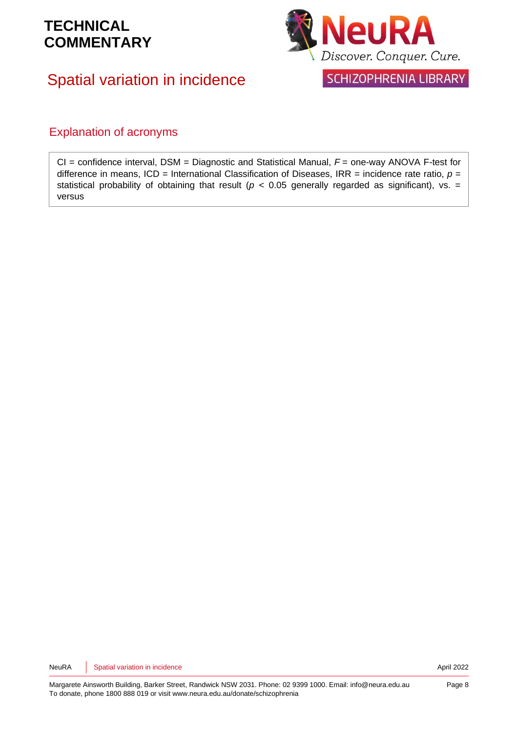## Explanation of acronyms

CI = confidence interval, DSM = Diagnostic and Statistical Manual, $F$ = one-way ANOVA F-test for difference in means, ICD = International Classification of Diseases, IRR = incidence rate ratio, $p$ = statistical probability of obtaining that result ($p < 0.05$ generally regarded as significant), vs. = versus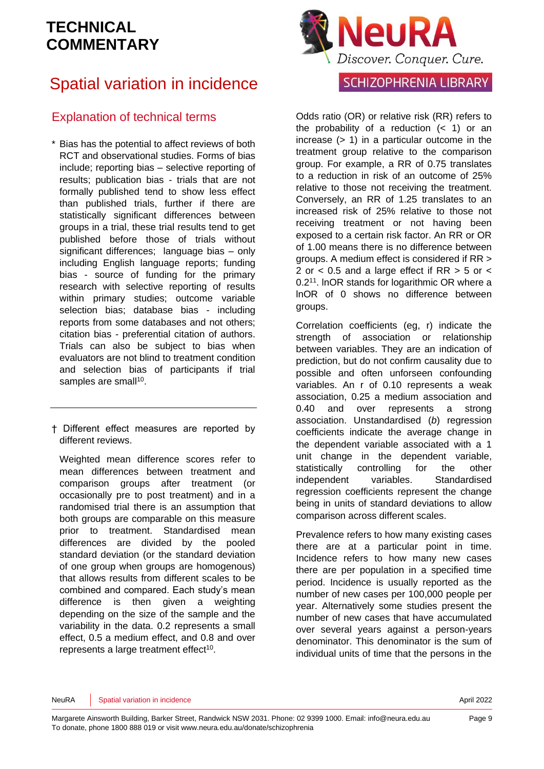# TECHNICAL COMMENTARY

## Spatial variation in incidence

### Explanation of technical terms

* Bias has the potential to affect reviews of both RCT and observational studies. Forms of bias include; reporting bias – selective reporting of results; publication bias - trials that are not formally published tend to show less effect than published trials, further if there are statistically significant differences between groups in a trial, these trial results tend to get published before those of trials without significant differences; language bias – only including English language reports; funding bias - source of funding for the primary research with selective reporting of results within primary studies; outcome variable selection bias; database bias - including reports from some databases and not others; citation bias - preferential citation of authors. Trials can also be subject to bias when evaluators are not blind to treatment condition and selection bias of participants if trial samples are small[10].

---

† Different effect measures are reported by different reviews.

Weighted mean difference scores refer to mean differences between treatment and comparison groups after treatment (or occasionally pre to post treatment) and in a randomised trial there is an assumption that both groups are comparable on this measure prior to treatment. Standardised mean differences are divided by the pooled standard deviation (or the standard deviation of one group when groups are homogenous) that allows results from different scales to be combined and compared. Each study's mean difference is then given a weighting depending on the size of the sample and the variability in the data. 0.2 represents a small effect, 0.5 a medium effect, and 0.8 and over represents a large treatment effect[10].

Odds ratio (OR) or relative risk (RR) refers to the probability of a reduction (< 1) or an increase (> 1) in a particular outcome in the treatment group relative to the comparison group. For example, a RR of 0.75 translates to a reduction in risk of an outcome of 25% relative to those not receiving the treatment. Conversely, an RR of 1.25 translates to an increased risk of 25% relative to those not receiving treatment or not having been exposed to a certain risk factor. An RR or OR of 1.00 means there is no difference between groups. A medium effect is considered if RR > 2 or < 0.5 and a large effect if RR > 5 or < 0.2[11]. lnOR stands for logarithmic OR where a lnOR of 0 shows no difference between groups.

Correlation coefficients (eg, r) indicate the strength of association or relationship between variables. They are an indication of prediction, but do not confirm causality due to possible and often unforseen confounding variables. An r of 0.10 represents a weak association, 0.25 a medium association and 0.40 and over represents a strong association. Unstandardised (*b*) regression coefficients indicate the average change in the dependent variable associated with a 1 unit change in the dependent variable, statistically controlling for the other independent variables. Standardised regression coefficients represent the change being in units of standard deviations to allow comparison across different scales.

Prevalence refers to how many existing cases there are at a particular point in time. Incidence refers to how many new cases there are per population in a specified time period. Incidence is usually reported as the number of new cases per 100,000 people per year. Alternatively some studies present the number of new cases that have accumulated over several years against a person-years denominator. This denominator is the sum of individual units of time that the persons in the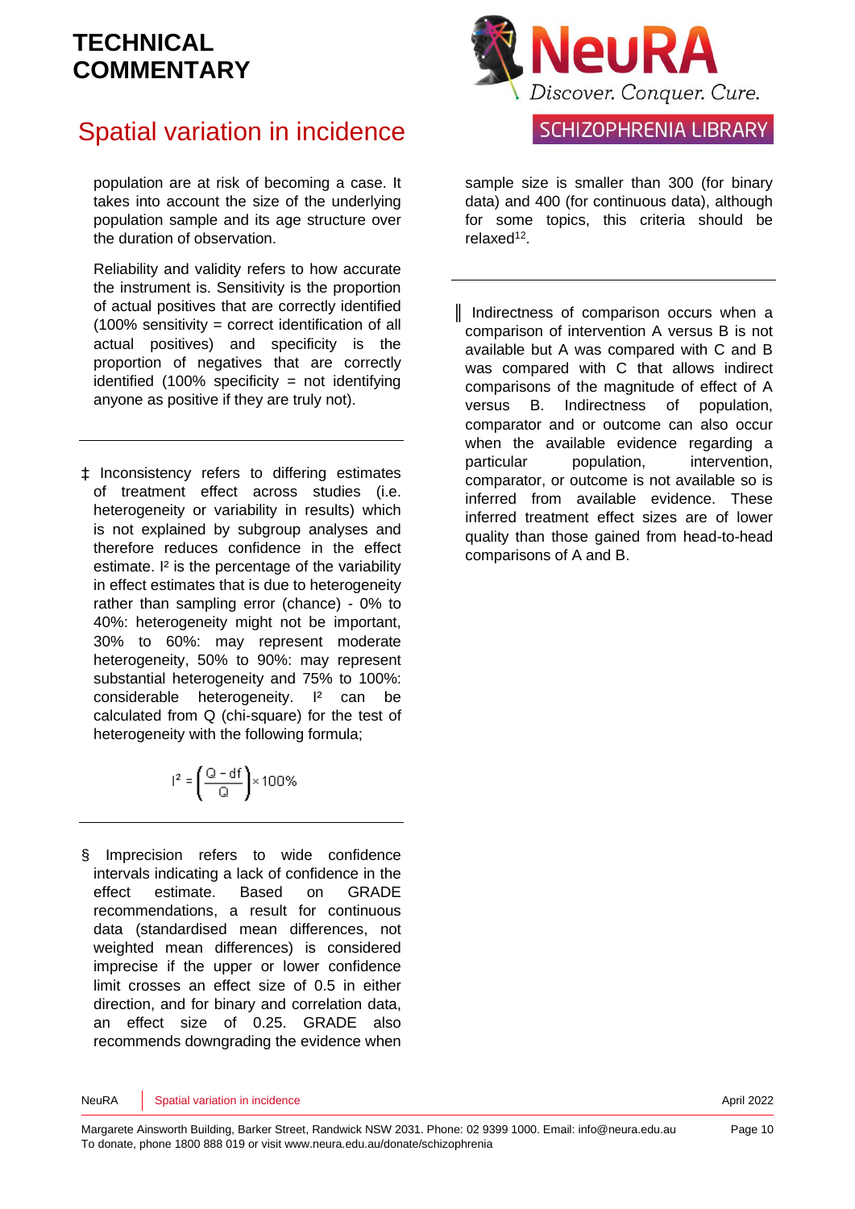population are at risk of becoming a case. It takes into account the size of the underlying population sample and its age structure over the duration of observation.

Reliability and validity refers to how accurate the instrument is. Sensitivity is the proportion of actual positives that are correctly identified (100% sensitivity = correct identification of all actual positives) and specificity is the proportion of negatives that are correctly identified (100% specificity = not identifying anyone as positive if they are truly not).

---

‡ Inconsistency refers to differing estimates of treatment effect across studies (i.e. heterogeneity or variability in results) which is not explained by subgroup analyses and therefore reduces confidence in the effect estimate. I² is the percentage of the variability in effect estimates that is due to heterogeneity rather than sampling error (chance) - 0% to 40%: heterogeneity might not be important, 30% to 60%: may represent moderate heterogeneity, 50% to 90%: may represent substantial heterogeneity and 75% to 100%: considerable heterogeneity. I² can be calculated from Q (chi-square) for the test of heterogeneity with the following formula;

$$I^2 = \left(\frac{Q - df}{Q}\right) \times 100\%$$

---

§ Imprecision refers to wide confidence intervals indicating a lack of confidence in the effect estimate. Based on GRADE recommendations, a result for continuous data (standardised mean differences, not weighted mean differences) is considered imprecise if the upper or lower confidence limit crosses an effect size of 0.5 in either direction, and for binary and correlation data, an effect size of 0.25. GRADE also recommends downgrading the evidence when sample size is smaller than 300 (for binary data) and 400 (for continuous data), although for some topics, this criteria should be relaxed[12].

---

‖ Indirectness of comparison occurs when a comparison of intervention A versus B is not available but A was compared with C and B was compared with C that allows indirect comparisons of the magnitude of effect of A versus B. Indirectness of population, comparator and or outcome can also occur when the available evidence regarding a particular population, intervention, comparator, or outcome is not available so is inferred from available evidence. These inferred treatment effect sizes are of lower quality than those gained from head-to-head comparisons of A and B.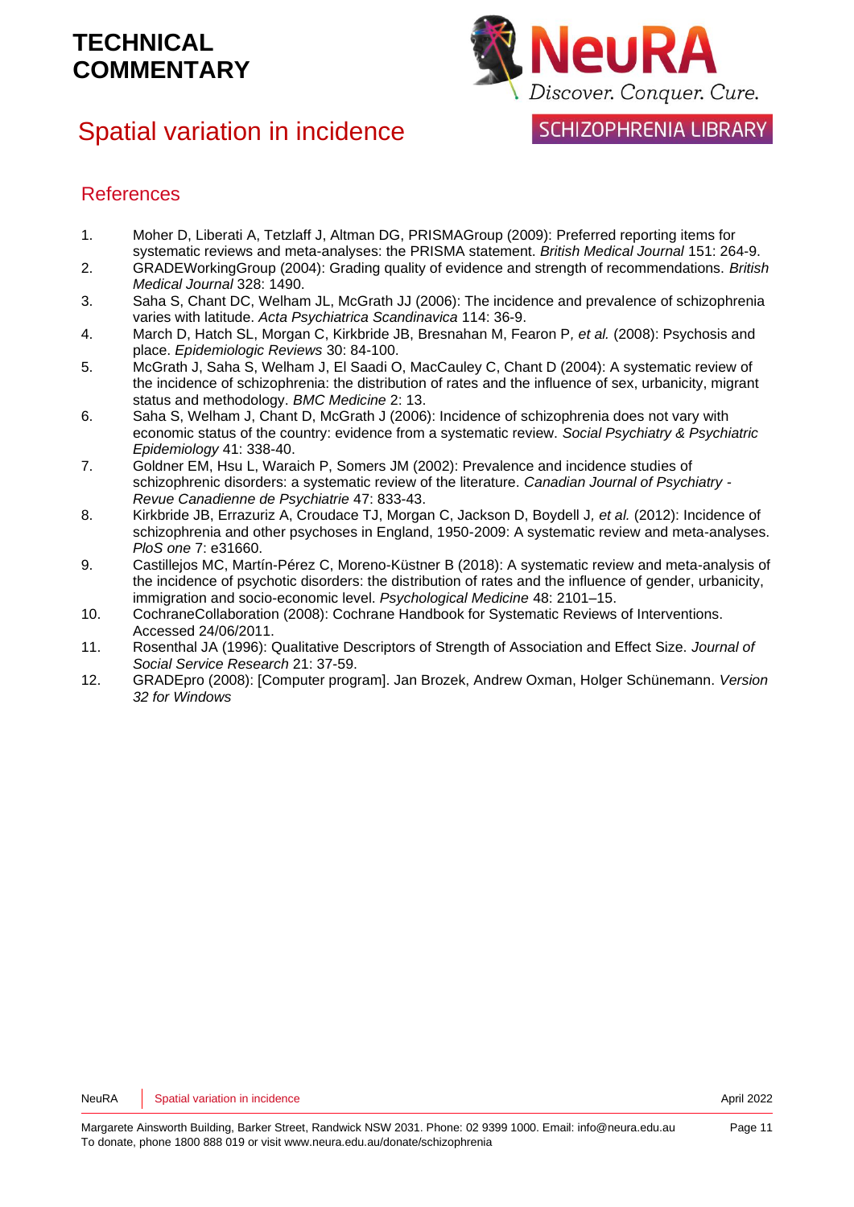# TECHNICAL COMMENTARY

## Spatial variation in incidence

SCHIZOPHRENIA LIBRARY

### References

1. Moher D, Liberati A, Tetzlaff J, Altman DG, PRISMAGroup (2009): Preferred reporting items for systematic reviews and meta-analyses: the PRISMA statement. *British Medical Journal* 151: 264-9.
2. GRADEWorkingGroup (2004): Grading quality of evidence and strength of recommendations. *British Medical Journal* 328: 1490.
3. Saha S, Chant DC, Welham JL, McGrath JJ (2006): The incidence and prevalence of schizophrenia varies with latitude. *Acta Psychiatrica Scandinavica* 114: 36-9.
4. March D, Hatch SL, Morgan C, Kirkbride JB, Bresnahan M, Fearon P*, et al.* (2008): Psychosis and place. *Epidemiologic Reviews* 30: 84-100.
5. McGrath J, Saha S, Welham J, El Saadi O, MacCauley C, Chant D (2004): A systematic review of the incidence of schizophrenia: the distribution of rates and the influence of sex, urbanicity, migrant status and methodology. *BMC Medicine* 2: 13.
6. Saha S, Welham J, Chant D, McGrath J (2006): Incidence of schizophrenia does not vary with economic status of the country: evidence from a systematic review. *Social Psychiatry & Psychiatric Epidemiology* 41: 338-40.
7. Goldner EM, Hsu L, Waraich P, Somers JM (2002): Prevalence and incidence studies of schizophrenic disorders: a systematic review of the literature. *Canadian Journal of Psychiatry - Revue Canadienne de Psychiatrie* 47: 833-43.
8. Kirkbride JB, Errazuriz A, Croudace TJ, Morgan C, Jackson D, Boydell J*, et al.* (2012): Incidence of schizophrenia and other psychoses in England, 1950-2009: A systematic review and meta-analyses. *PloS one* 7: e31660.
9. Castillejos MC, Martín-Pérez C, Moreno-Küstner B (2018): A systematic review and meta-analysis of the incidence of psychotic disorders: the distribution of rates and the influence of gender, urbanicity, immigration and socio-economic level. *Psychological Medicine* 48: 2101–15.
10. CochraneCollaboration (2008): Cochrane Handbook for Systematic Reviews of Interventions. Accessed 24/06/2011.
11. Rosenthal JA (1996): Qualitative Descriptors of Strength of Association and Effect Size. *Journal of Social Service Research* 21: 37-59.
12. GRADEpro (2008): [Computer program]. Jan Brozek, Andrew Oxman, Holger Schünemann. *Version 32 for Windows*